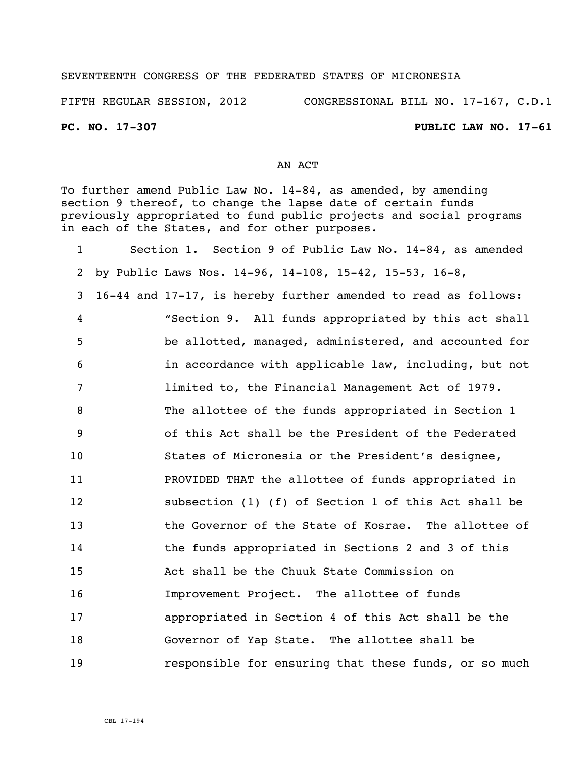SEVENTEENTH CONGRESS OF THE FEDERATED STATES OF MICRONESIA

FIFTH REGULAR SESSION, 2012 CONGRESSIONAL BILL NO. 17-167, C.D.1

**PC. NO. 17-307** **PUBLIC LAW NO. 17-61**

---

AN ACT

To further amend Public Law No. 14-84, as amended, by amending section 9 thereof, to change the lapse date of certain funds previously appropriated to fund public projects and social programs in each of the States, and for other purposes.

Section 1. Section 9 of Public Law No. 14-84, as amended by Public Laws Nos. 14-96, 14-108, 15-42, 15-53, 16-8, 16-44 and 17-17, is hereby further amended to read as follows:

"Section 9. All funds appropriated by this act shall be allotted, managed, administered, and accounted for in accordance with applicable law, including, but not limited to, the Financial Management Act of 1979. The allottee of the funds appropriated in Section 1 of this Act shall be the President of the Federated States of Micronesia or the President's designee, PROVIDED THAT the allottee of funds appropriated in subsection (1) (f) of Section 1 of this Act shall be the Governor of the State of Kosrae. The allottee of the funds appropriated in Sections 2 and 3 of this Act shall be the Chuuk State Commission on Improvement Project. The allottee of funds appropriated in Section 4 of this Act shall be the Governor of Yap State. The allottee shall be responsible for ensuring that these funds, or so much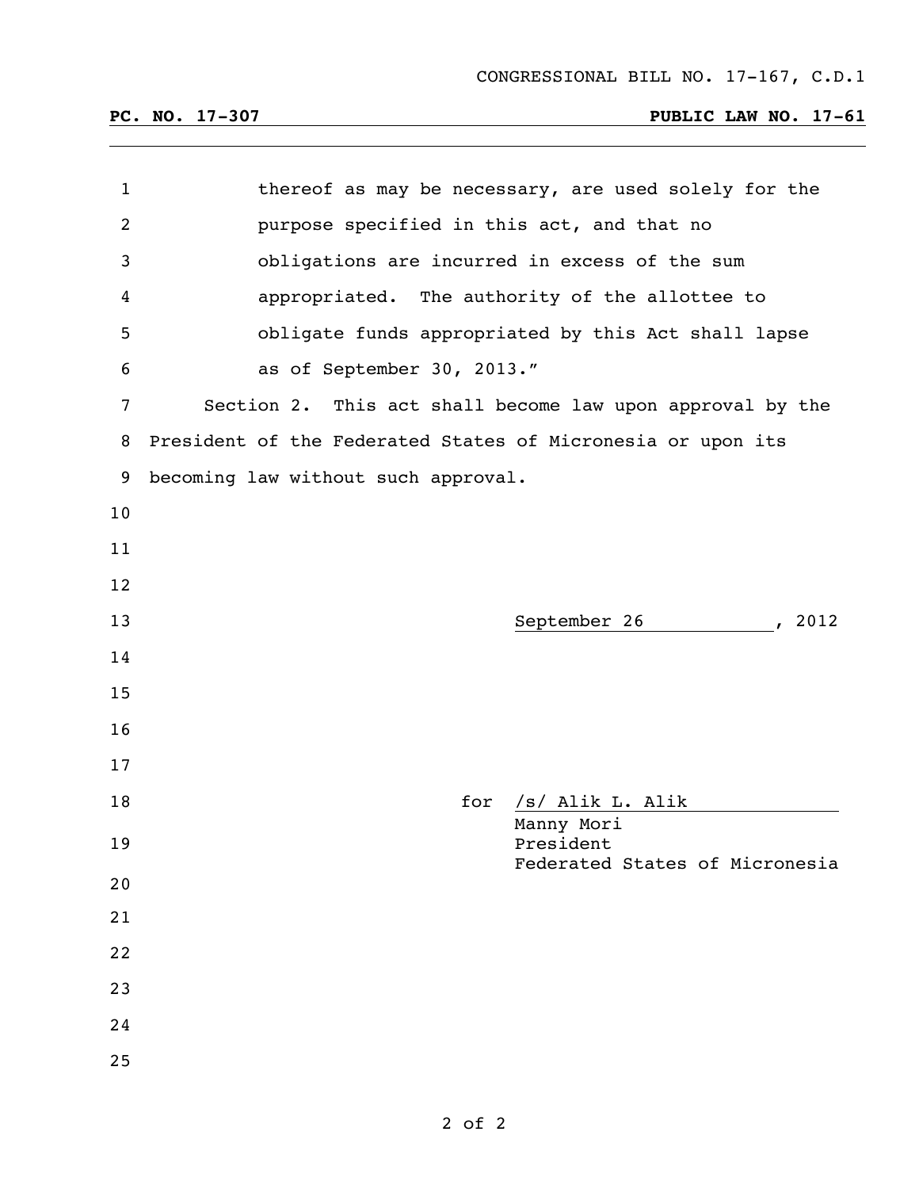CONGRESSIONAL BILL NO. 17-167, C.D.1

**PC. NO. 17-307** **PUBLIC LAW NO. 17-61**

thereof as may be necessary, are used solely for the purpose specified in this act, and that no obligations are incurred in excess of the sum appropriated. The authority of the allottee to obligate funds appropriated by this Act shall lapse as of September 30, 2013."

Section 2. This act shall become law upon approval by the President of the Federated States of Micronesia or upon its becoming law without such approval.

September 26, 2012

for /s/ Alik L. Alik
Manny Mori
President
Federated States of Micronesia